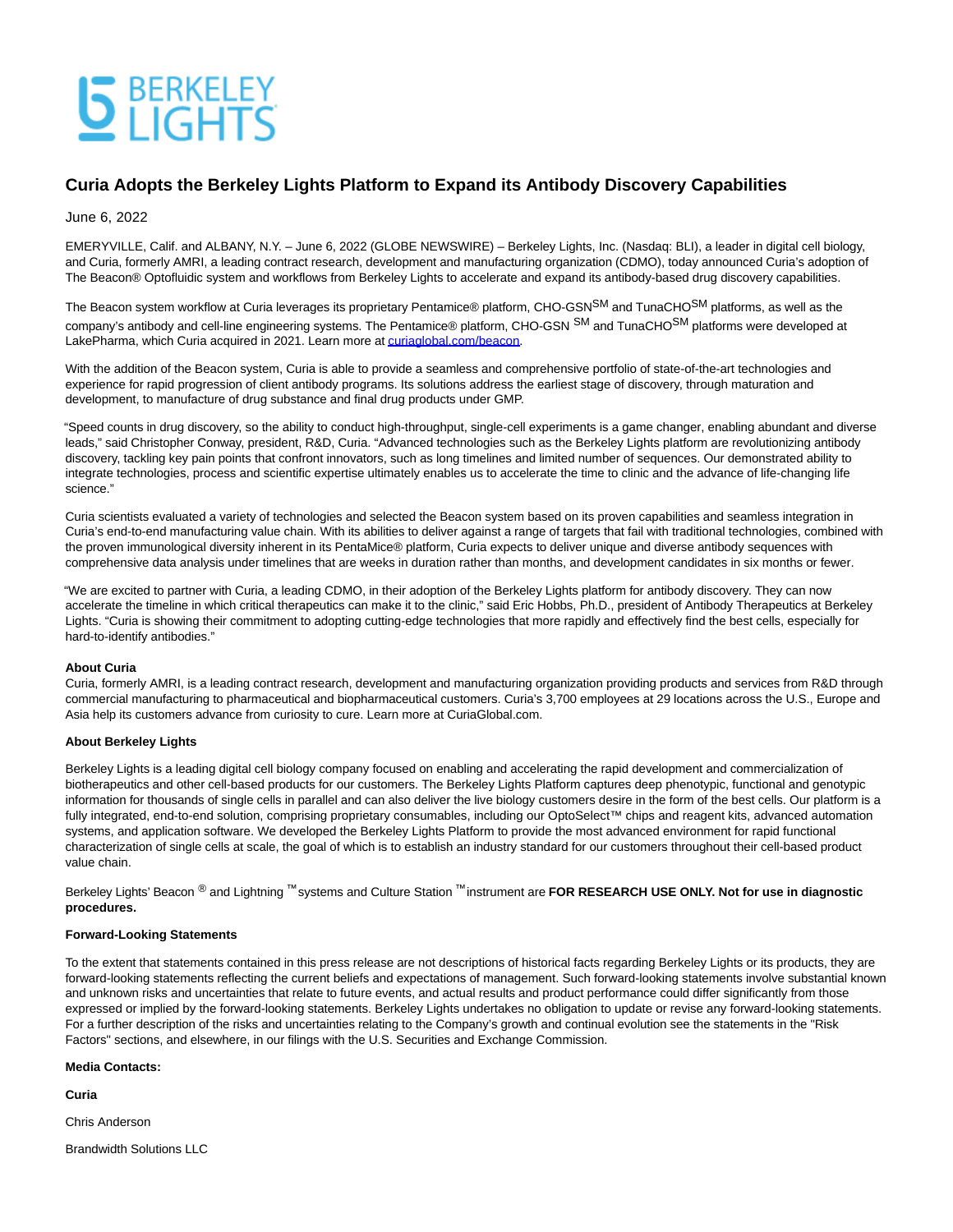# Curia Adopts the Berkeley Lights Platform to Expand its Antibody Discovery Capabilities

June 6, 2022

EMERYVILLE, Calif. and ALBANY, N.Y. – June 6, 2022 (GLOBE NEWSWIRE) – Berkeley Lights, Inc. (Nasdaq: BLI), a leader in digital cell biology, and Curia, formerly AMRI, a leading contract research, development and manufacturing organization (CDMO), today announced Curia's adoption of The Beacon® Optofluidic system and workflows from Berkeley Lights to accelerate and expand its antibody-based drug discovery capabilities.

The Beacon system workflow at Curia leverages its proprietary Pentamice® platform, CHO-GSN℠ and TunaCHO℠ platforms, as well as the company's antibody and cell-line engineering systems. The Pentamice® platform, CHO-GSN ℠ and TunaCHO℠ platforms were developed at LakePharma, which Curia acquired in 2021. Learn more at [curiaglobal.com/beacon](curiaglobal.com/beacon).

With the addition of the Beacon system, Curia is able to provide a seamless and comprehensive portfolio of state-of-the-art technologies and experience for rapid progression of client antibody programs. Its solutions address the earliest stage of discovery, through maturation and development, to manufacture of drug substance and final drug products under GMP.

"Speed counts in drug discovery, so the ability to conduct high-throughput, single-cell experiments is a game changer, enabling abundant and diverse leads," said Christopher Conway, president, R&D, Curia. "Advanced technologies such as the Berkeley Lights platform are revolutionizing antibody discovery, tackling key pain points that confront innovators, such as long timelines and limited number of sequences. Our demonstrated ability to integrate technologies, process and scientific expertise ultimately enables us to accelerate the time to clinic and the advance of life-changing life science."

Curia scientists evaluated a variety of technologies and selected the Beacon system based on its proven capabilities and seamless integration in Curia's end-to-end manufacturing value chain. With its abilities to deliver against a range of targets that fail with traditional technologies, combined with the proven immunological diversity inherent in its PentaMice® platform, Curia expects to deliver unique and diverse antibody sequences with comprehensive data analysis under timelines that are weeks in duration rather than months, and development candidates in six months or fewer.

"We are excited to partner with Curia, a leading CDMO, in their adoption of the Berkeley Lights platform for antibody discovery. They can now accelerate the timeline in which critical therapeutics can make it to the clinic," said Eric Hobbs, Ph.D., president of Antibody Therapeutics at Berkeley Lights. "Curia is showing their commitment to adopting cutting-edge technologies that more rapidly and effectively find the best cells, especially for hard-to-identify antibodies."

**About Curia**
Curia, formerly AMRI, is a leading contract research, development and manufacturing organization providing products and services from R&D through commercial manufacturing to pharmaceutical and biopharmaceutical customers. Curia's 3,700 employees at 29 locations across the U.S., Europe and Asia help its customers advance from curiosity to cure. Learn more at CuriaGlobal.com.

**About Berkeley Lights**

Berkeley Lights is a leading digital cell biology company focused on enabling and accelerating the rapid development and commercialization of biotherapeutics and other cell-based products for our customers. The Berkeley Lights Platform captures deep phenotypic, functional and genotypic information for thousands of single cells in parallel and can also deliver the live biology customers desire in the form of the best cells. Our platform is a fully integrated, end-to-end solution, comprising proprietary consumables, including our OptoSelect™ chips and reagent kits, advanced automation systems, and application software. We developed the Berkeley Lights Platform to provide the most advanced environment for rapid functional characterization of single cells at scale, the goal of which is to establish an industry standard for our customers throughout their cell-based product value chain.

Berkeley Lights' Beacon ® and Lightning ™ systems and Culture Station ™ instrument are **FOR RESEARCH USE ONLY. Not for use in diagnostic procedures.**

**Forward-Looking Statements**

To the extent that statements contained in this press release are not descriptions of historical facts regarding Berkeley Lights or its products, they are forward-looking statements reflecting the current beliefs and expectations of management. Such forward-looking statements involve substantial known and unknown risks and uncertainties that relate to future events, and actual results and product performance could differ significantly from those expressed or implied by the forward-looking statements. Berkeley Lights undertakes no obligation to update or revise any forward-looking statements. For a further description of the risks and uncertainties relating to the Company's growth and continual evolution see the statements in the "Risk Factors" sections, and elsewhere, in our filings with the U.S. Securities and Exchange Commission.

**Media Contacts:**

**Curia**

Chris Anderson

Brandwidth Solutions LLC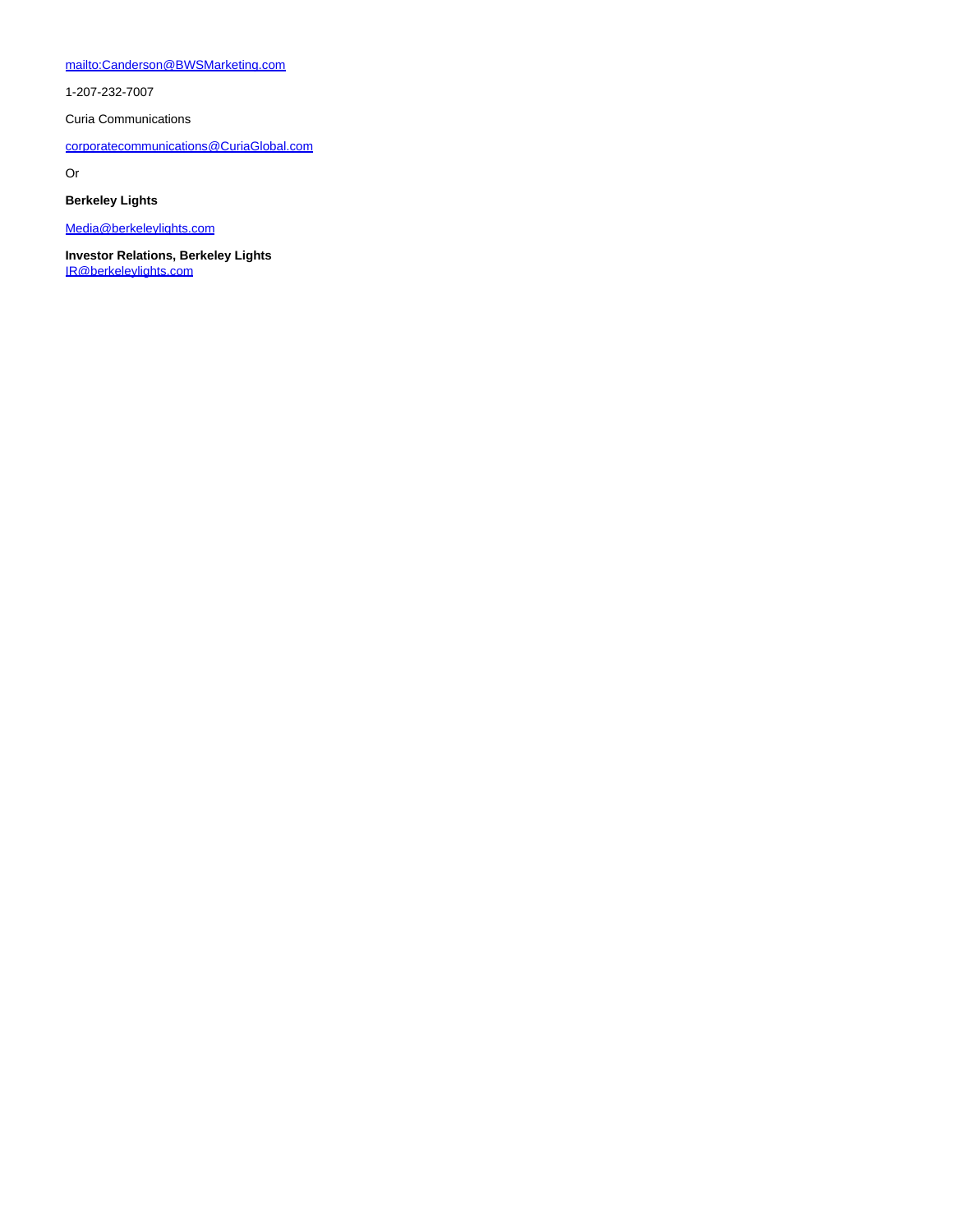mailto:Canderson@BWSMarketing.com

1-207-232-7007

Curia Communications

corporatecommunications@CuriaGlobal.com

Or

**Berkeley Lights**

Media@berkeleylights.com

**Investor Relations, Berkeley Lights**
IR@berkeleylights.com